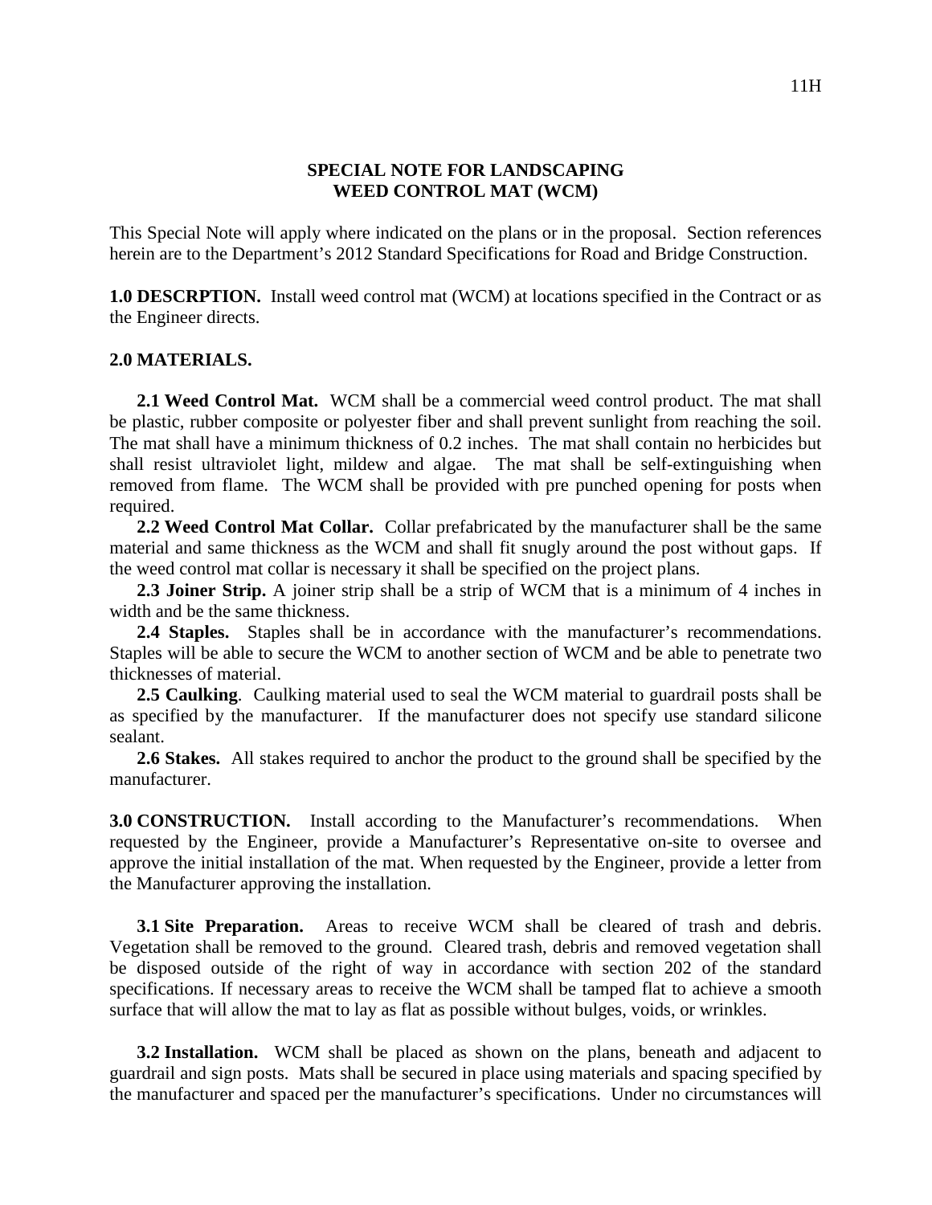**SPECIAL NOTE FOR LANDSCAPING**
**WEED CONTROL MAT (WCM)**

This Special Note will apply where indicated on the plans or in the proposal. Section references herein are to the Department's 2012 Standard Specifications for Road and Bridge Construction.

**1.0 DESCRPTION.** Install weed control mat (WCM) at locations specified in the Contract or as the Engineer directs.

**2.0 MATERIALS.**

**2.1 Weed Control Mat.** WCM shall be a commercial weed control product. The mat shall be plastic, rubber composite or polyester fiber and shall prevent sunlight from reaching the soil. The mat shall have a minimum thickness of 0.2 inches. The mat shall contain no herbicides but shall resist ultraviolet light, mildew and algae. The mat shall be self-extinguishing when removed from flame. The WCM shall be provided with pre punched opening for posts when required.

**2.2 Weed Control Mat Collar.** Collar prefabricated by the manufacturer shall be the same material and same thickness as the WCM and shall fit snugly around the post without gaps. If the weed control mat collar is necessary it shall be specified on the project plans.

**2.3 Joiner Strip.** A joiner strip shall be a strip of WCM that is a minimum of 4 inches in width and be the same thickness.

**2.4 Staples.** Staples shall be in accordance with the manufacturer's recommendations. Staples will be able to secure the WCM to another section of WCM and be able to penetrate two thicknesses of material.

**2.5 Caulking**. Caulking material used to seal the WCM material to guardrail posts shall be as specified by the manufacturer. If the manufacturer does not specify use standard silicone sealant.

**2.6 Stakes.** All stakes required to anchor the product to the ground shall be specified by the manufacturer.

**3.0 CONSTRUCTION.** Install according to the Manufacturer's recommendations. When requested by the Engineer, provide a Manufacturer's Representative on-site to oversee and approve the initial installation of the mat. When requested by the Engineer, provide a letter from the Manufacturer approving the installation.

**3.1 Site Preparation.** Areas to receive WCM shall be cleared of trash and debris. Vegetation shall be removed to the ground. Cleared trash, debris and removed vegetation shall be disposed outside of the right of way in accordance with section 202 of the standard specifications. If necessary areas to receive the WCM shall be tamped flat to achieve a smooth surface that will allow the mat to lay as flat as possible without bulges, voids, or wrinkles.

**3.2 Installation.** WCM shall be placed as shown on the plans, beneath and adjacent to guardrail and sign posts. Mats shall be secured in place using materials and spacing specified by the manufacturer and spaced per the manufacturer's specifications. Under no circumstances will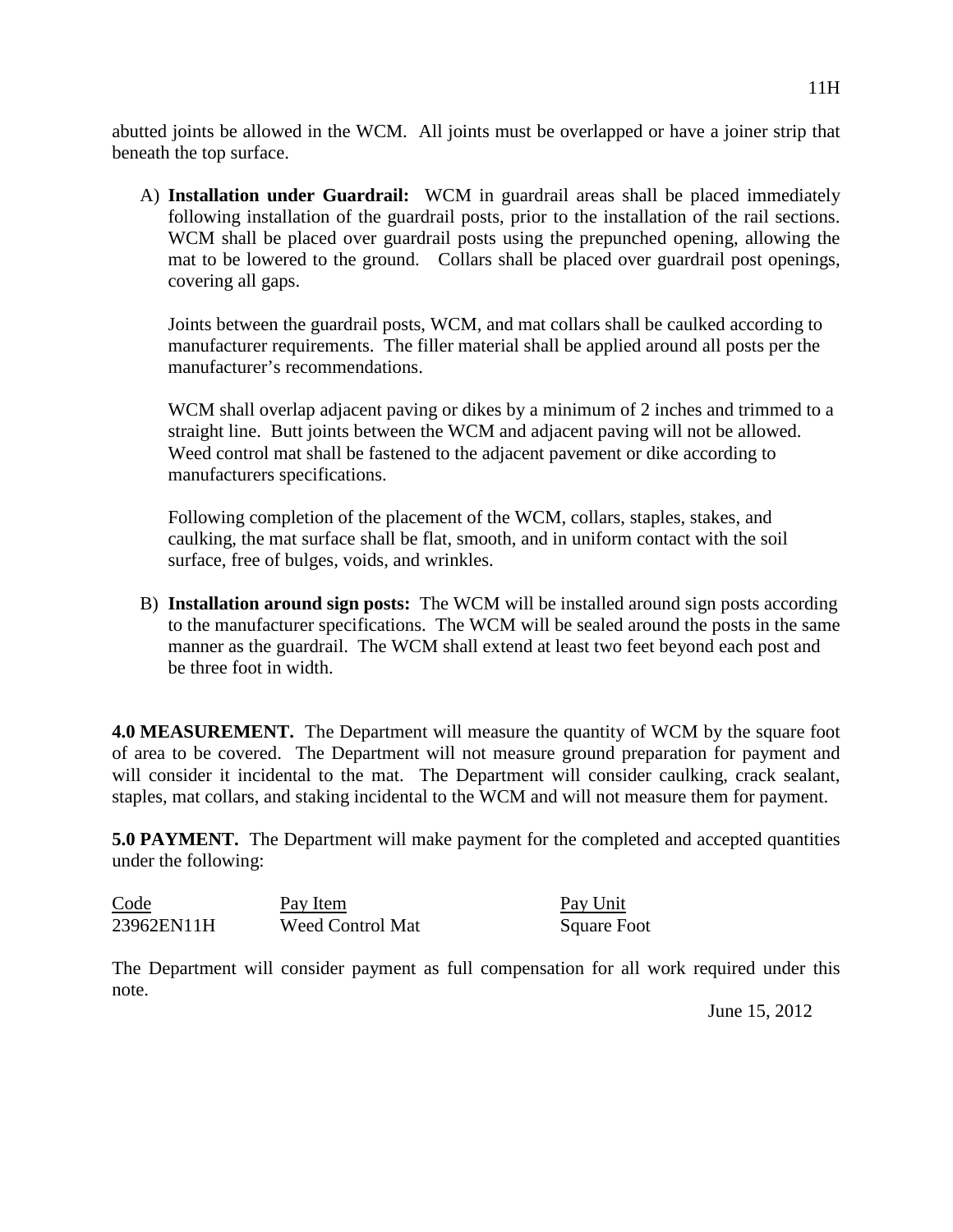abutted joints be allowed in the WCM. All joints must be overlapped or have a joiner strip that beneath the top surface.

A) **Installation under Guardrail:** WCM in guardrail areas shall be placed immediately following installation of the guardrail posts, prior to the installation of the rail sections. WCM shall be placed over guardrail posts using the prepunched opening, allowing the mat to be lowered to the ground. Collars shall be placed over guardrail post openings, covering all gaps.

   Joints between the guardrail posts, WCM, and mat collars shall be caulked according to manufacturer requirements. The filler material shall be applied around all posts per the manufacturer's recommendations.

   WCM shall overlap adjacent paving or dikes by a minimum of 2 inches and trimmed to a straight line. Butt joints between the WCM and adjacent paving will not be allowed. Weed control mat shall be fastened to the adjacent pavement or dike according to manufacturers specifications.

   Following completion of the placement of the WCM, collars, staples, stakes, and caulking, the mat surface shall be flat, smooth, and in uniform contact with the soil surface, free of bulges, voids, and wrinkles.

B) **Installation around sign posts:** The WCM will be installed around sign posts according to the manufacturer specifications. The WCM will be sealed around the posts in the same manner as the guardrail. The WCM shall extend at least two feet beyond each post and be three foot in width.

**4.0 MEASUREMENT.** The Department will measure the quantity of WCM by the square foot of area to be covered. The Department will not measure ground preparation for payment and will consider it incidental to the mat. The Department will consider caulking, crack sealant, staples, mat collars, and staking incidental to the WCM and will not measure them for payment.

**5.0 PAYMENT.** The Department will make payment for the completed and accepted quantities under the following:

| Code | Pay Item | Pay Unit |
|---|---|---|
| 23962EN11H | Weed Control Mat | Square Foot |

The Department will consider payment as full compensation for all work required under this note.

June 15, 2012